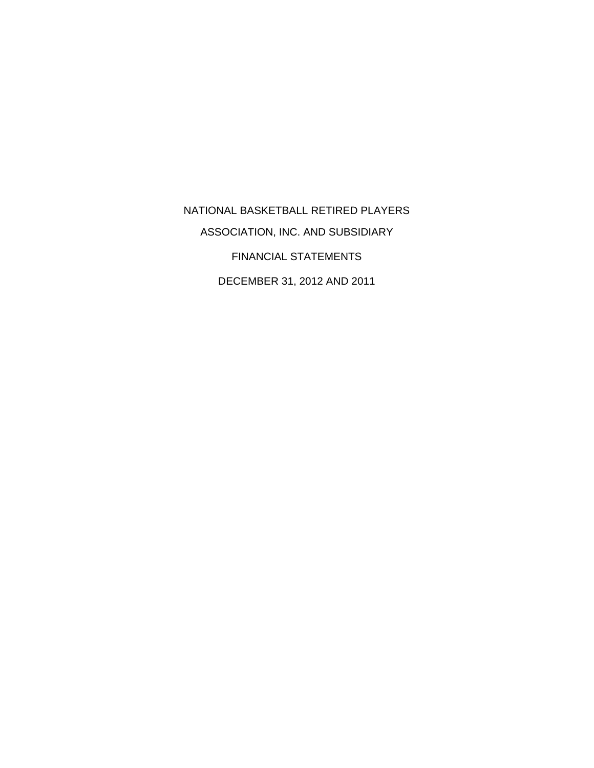# NATIONAL BASKETBALL RETIRED PLAYERS ASSOCIATION, INC. AND SUBSIDIARY

## FINANCIAL STATEMENTS

## DECEMBER 31, 2012 AND 2011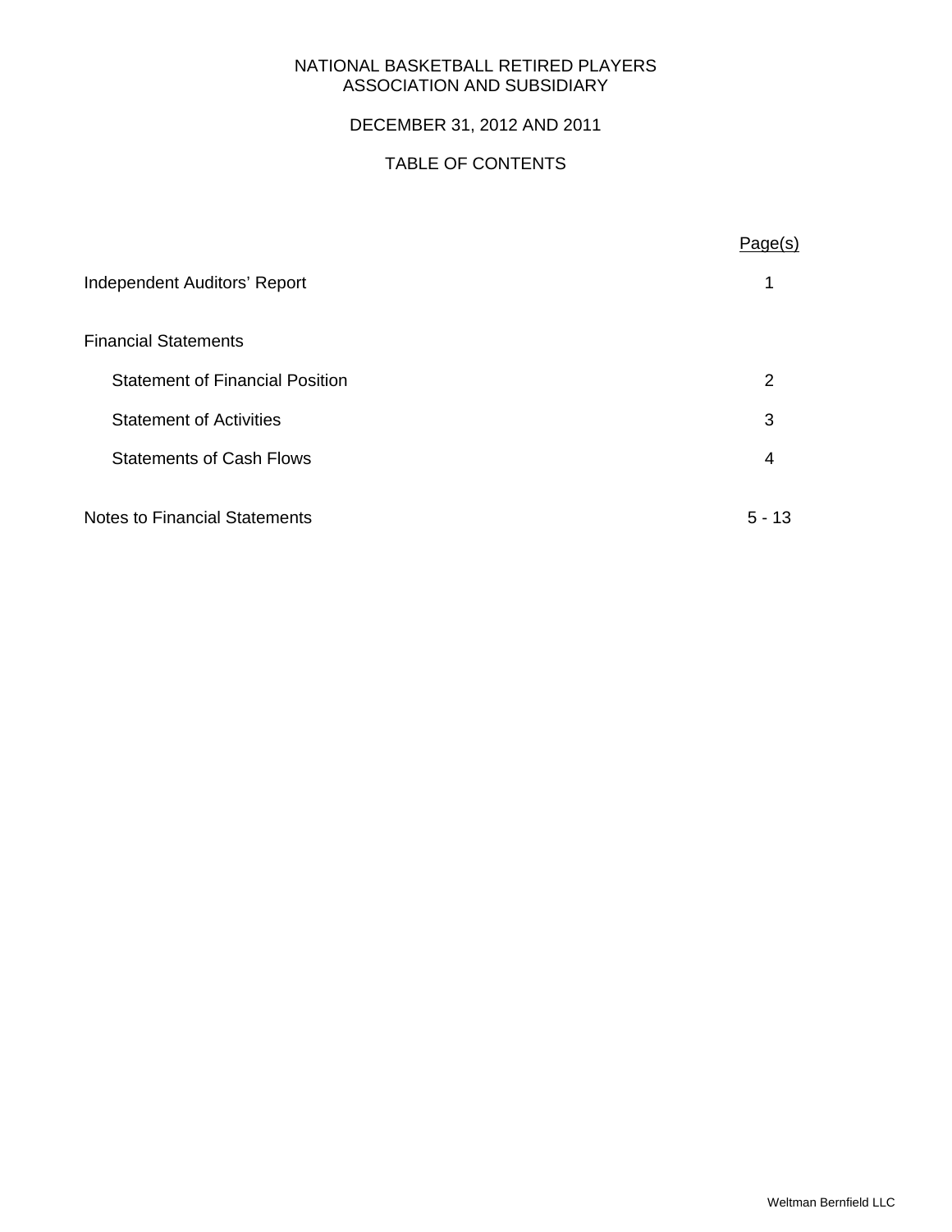# NATIONAL BASKETBALL RETIRED PLAYERS ASSOCIATION AND SUBSIDIARY

## DECEMBER 31, 2012 AND 2011

## TABLE OF CONTENTS

| | Page(s) |
|---|---|
| Independent Auditors' Report | 1 |
| Financial Statements | |
| Statement of Financial Position | 2 |
| Statement of Activities | 3 |
| Statements of Cash Flows | 4 |
| Notes to Financial Statements | 5 - 13 |

Weltman Bernfield LLC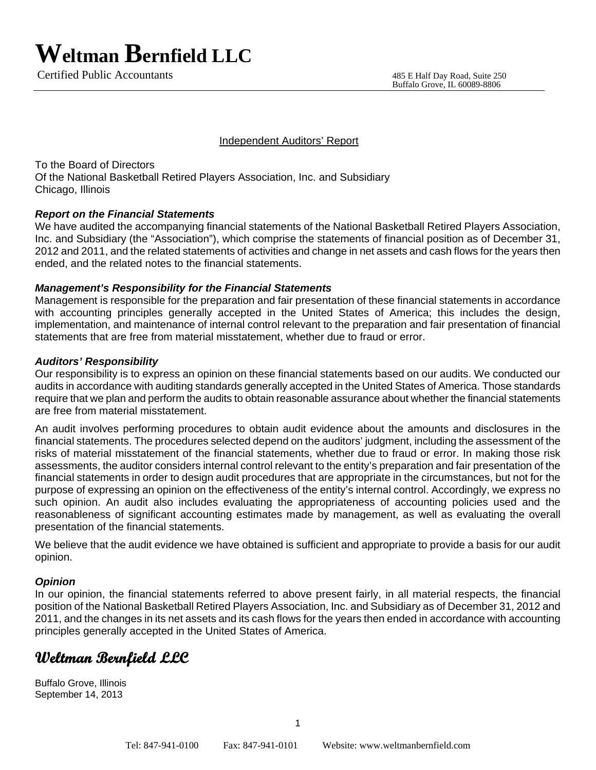# Weltman Bernfield LLC

Certified Public Accountants

485 E Half Day Road, Suite 250
Buffalo Grove, IL 60089-8806

## Independent Auditors' Report

To the Board of Directors
Of the National Basketball Retired Players Association, Inc. and Subsidiary
Chicago, Illinois

### *Report on the Financial Statements*

We have audited the accompanying financial statements of the National Basketball Retired Players Association, Inc. and Subsidiary (the "Association"), which comprise the statements of financial position as of December 31, 2012 and 2011, and the related statements of activities and change in net assets and cash flows for the years then ended, and the related notes to the financial statements.

### *Management's Responsibility for the Financial Statements*

Management is responsible for the preparation and fair presentation of these financial statements in accordance with accounting principles generally accepted in the United States of America; this includes the design, implementation, and maintenance of internal control relevant to the preparation and fair presentation of financial statements that are free from material misstatement, whether due to fraud or error.

### *Auditors' Responsibility*

Our responsibility is to express an opinion on these financial statements based on our audits. We conducted our audits in accordance with auditing standards generally accepted in the United States of America. Those standards require that we plan and perform the audits to obtain reasonable assurance about whether the financial statements are free from material misstatement.

An audit involves performing procedures to obtain audit evidence about the amounts and disclosures in the financial statements. The procedures selected depend on the auditors' judgment, including the assessment of the risks of material misstatement of the financial statements, whether due to fraud or error. In making those risk assessments, the auditor considers internal control relevant to the entity's preparation and fair presentation of the financial statements in order to design audit procedures that are appropriate in the circumstances, but not for the purpose of expressing an opinion on the effectiveness of the entity's internal control. Accordingly, we express no such opinion. An audit also includes evaluating the appropriateness of accounting policies used and the reasonableness of significant accounting estimates made by management, as well as evaluating the overall presentation of the financial statements.

We believe that the audit evidence we have obtained is sufficient and appropriate to provide a basis for our audit opinion.

### *Opinion*

In our opinion, the financial statements referred to above present fairly, in all material respects, the financial position of the National Basketball Retired Players Association, Inc. and Subsidiary as of December 31, 2012 and 2011, and the changes in its net assets and its cash flows for the years then ended in accordance with accounting principles generally accepted in the United States of America.

*Weltman Bernfield LLC*

Buffalo Grove, Illinois
September 14, 2013

Tel: 847-941-0100 Fax: 847-941-0101 Website: www.weltmanbernfield.com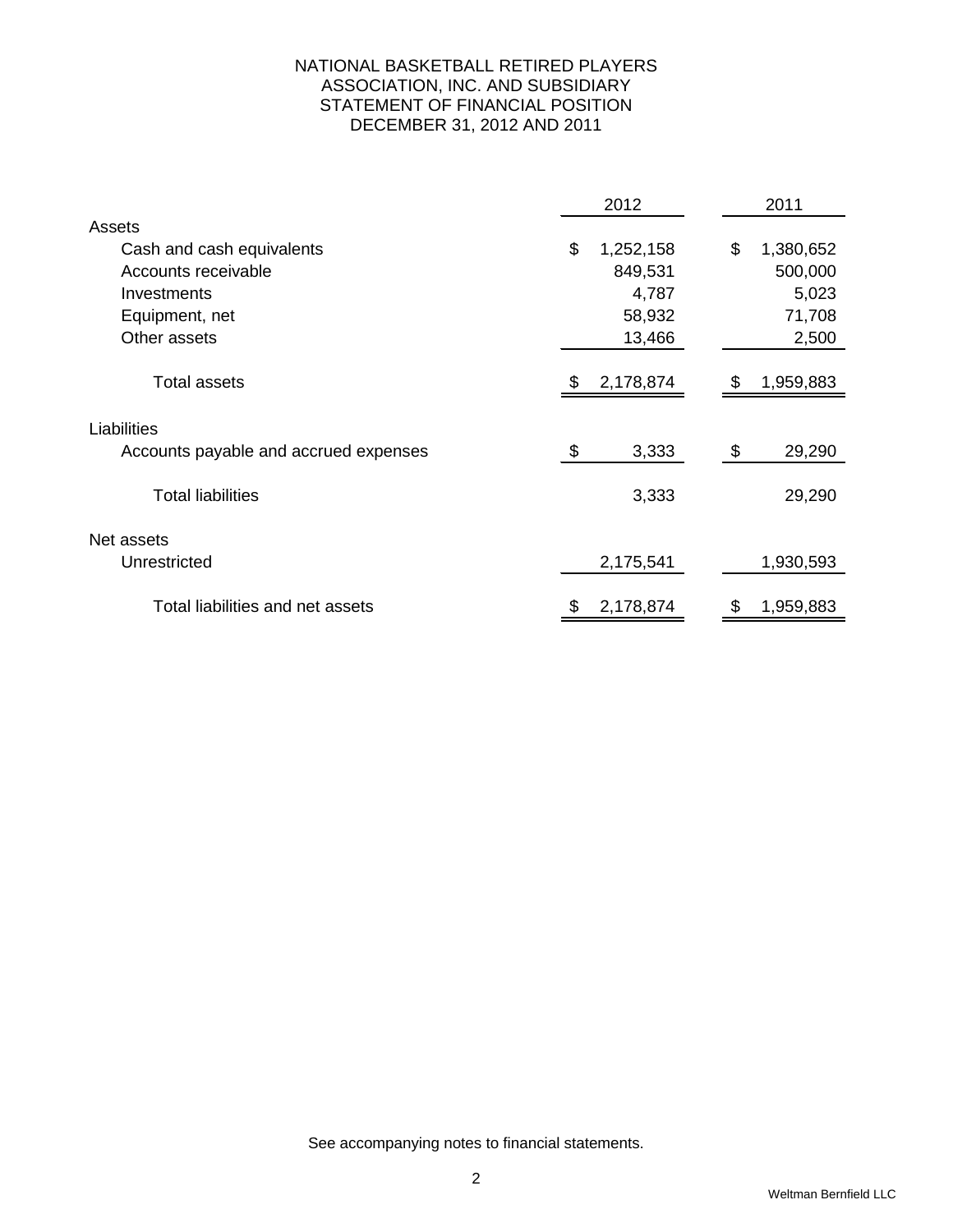# NATIONAL BASKETBALL RETIRED PLAYERS ASSOCIATION, INC. AND SUBSIDIARY
## STATEMENT OF FINANCIAL POSITION
## DECEMBER 31, 2012 AND 2011

| | 2012 | 2011 |
|---|---|---|
| **Assets** | | |
| Cash and cash equivalents | $ 1,252,158 | $ 1,380,652 |
| Accounts receivable | 849,531 | 500,000 |
| Investments | 4,787 | 5,023 |
| Equipment, net | 58,932 | 71,708 |
| Other assets | 13,466 | 2,500 |
| Total assets | $ 2,178,874 | $ 1,959,883 |
| **Liabilities** | | |
| Accounts payable and accrued expenses | $ 3,333 | $ 29,290 |
| Total liabilities | 3,333 | 29,290 |
| **Net assets** | | |
| Unrestricted | 2,175,541 | 1,930,593 |
| Total liabilities and net assets | $ 2,178,874 | $ 1,959,883 |

See accompanying notes to financial statements.

Weltman Bernfield LLC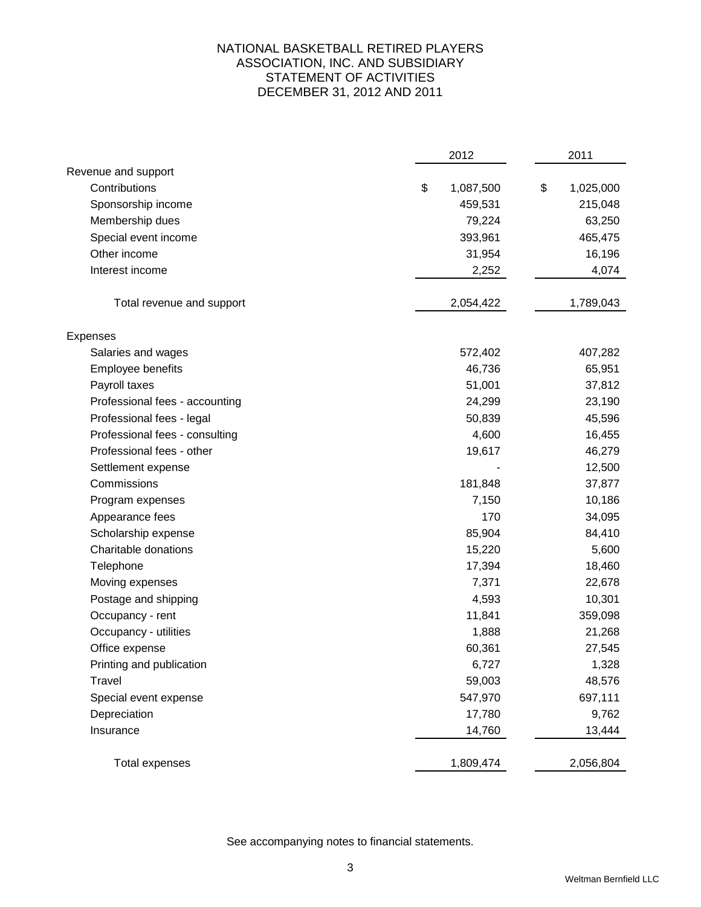# NATIONAL BASKETBALL RETIRED PLAYERS ASSOCIATION, INC. AND SUBSIDIARY
## STATEMENT OF ACTIVITIES
## DECEMBER 31, 2012 AND 2011

| | 2012 | 2011 |
|---|---|---|
| **Revenue and support** | | |
| Contributions | $ 1,087,500 | $ 1,025,000 |
| Sponsorship income | 459,531 | 215,048 |
| Membership dues | 79,224 | 63,250 |
| Special event income | 393,961 | 465,475 |
| Other income | 31,954 | 16,196 |
| Interest income | 2,252 | 4,074 |
| Total revenue and support | 2,054,422 | 1,789,043 |
| **Expenses** | | |
| Salaries and wages | 572,402 | 407,282 |
| Employee benefits | 46,736 | 65,951 |
| Payroll taxes | 51,001 | 37,812 |
| Professional fees - accounting | 24,299 | 23,190 |
| Professional fees - legal | 50,839 | 45,596 |
| Professional fees - consulting | 4,600 | 16,455 |
| Professional fees - other | 19,617 | 46,279 |
| Settlement expense | - | 12,500 |
| Commissions | 181,848 | 37,877 |
| Program expenses | 7,150 | 10,186 |
| Appearance fees | 170 | 34,095 |
| Scholarship expense | 85,904 | 84,410 |
| Charitable donations | 15,220 | 5,600 |
| Telephone | 17,394 | 18,460 |
| Moving expenses | 7,371 | 22,678 |
| Postage and shipping | 4,593 | 10,301 |
| Occupancy - rent | 11,841 | 359,098 |
| Occupancy - utilities | 1,888 | 21,268 |
| Office expense | 60,361 | 27,545 |
| Printing and publication | 6,727 | 1,328 |
| Travel | 59,003 | 48,576 |
| Special event expense | 547,970 | 697,111 |
| Depreciation | 17,780 | 9,762 |
| Insurance | 14,760 | 13,444 |
| Total expenses | 1,809,474 | 2,056,804 |

See accompanying notes to financial statements.

Weltman Bernfield LLC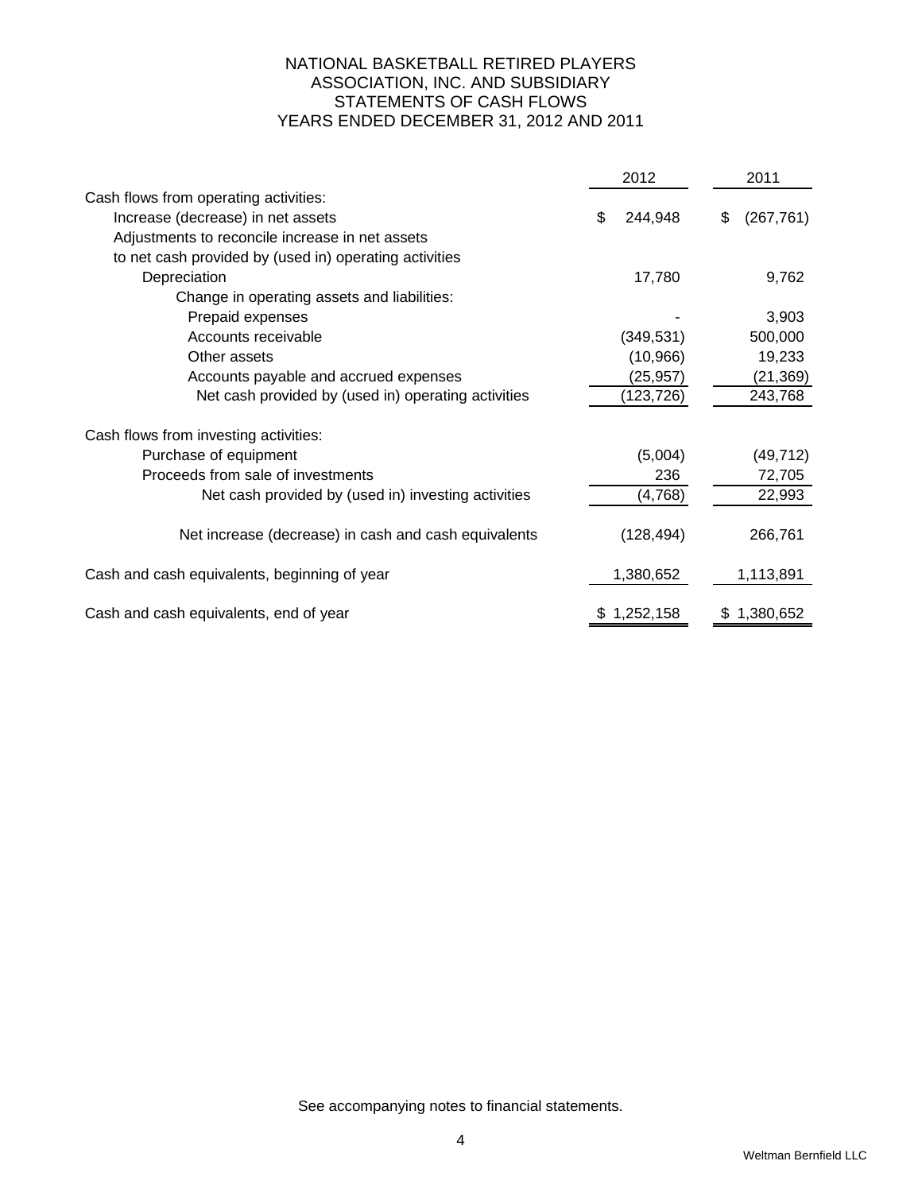# NATIONAL BASKETBALL RETIRED PLAYERS ASSOCIATION, INC. AND SUBSIDIARY
## STATEMENTS OF CASH FLOWS
### YEARS ENDED DECEMBER 31, 2012 AND 2011

| | 2012 | 2011 |
|---|---|---|
| Cash flows from operating activities: | | |
| Increase (decrease) in net assets | $ 244,948 | $ (267,761) |
| Adjustments to reconcile increase in net assets to net cash provided by (used in) operating activities | | |
| Depreciation | 17,780 | 9,762 |
| Change in operating assets and liabilities: | | |
| Prepaid expenses | - | 3,903 |
| Accounts receivable | (349,531) | 500,000 |
| Other assets | (10,966) | 19,233 |
| Accounts payable and accrued expenses | (25,957) | (21,369) |
| Net cash provided by (used in) operating activities | (123,726) | 243,768 |
| Cash flows from investing activities: | | |
| Purchase of equipment | (5,004) | (49,712) |
| Proceeds from sale of investments | 236 | 72,705 |
| Net cash provided by (used in) investing activities | (4,768) | 22,993 |
| Net increase (decrease) in cash and cash equivalents | (128,494) | 266,761 |
| Cash and cash equivalents, beginning of year | 1,380,652 | 1,113,891 |
| Cash and cash equivalents, end of year | $ 1,252,158 | $ 1,380,652 |

See accompanying notes to financial statements.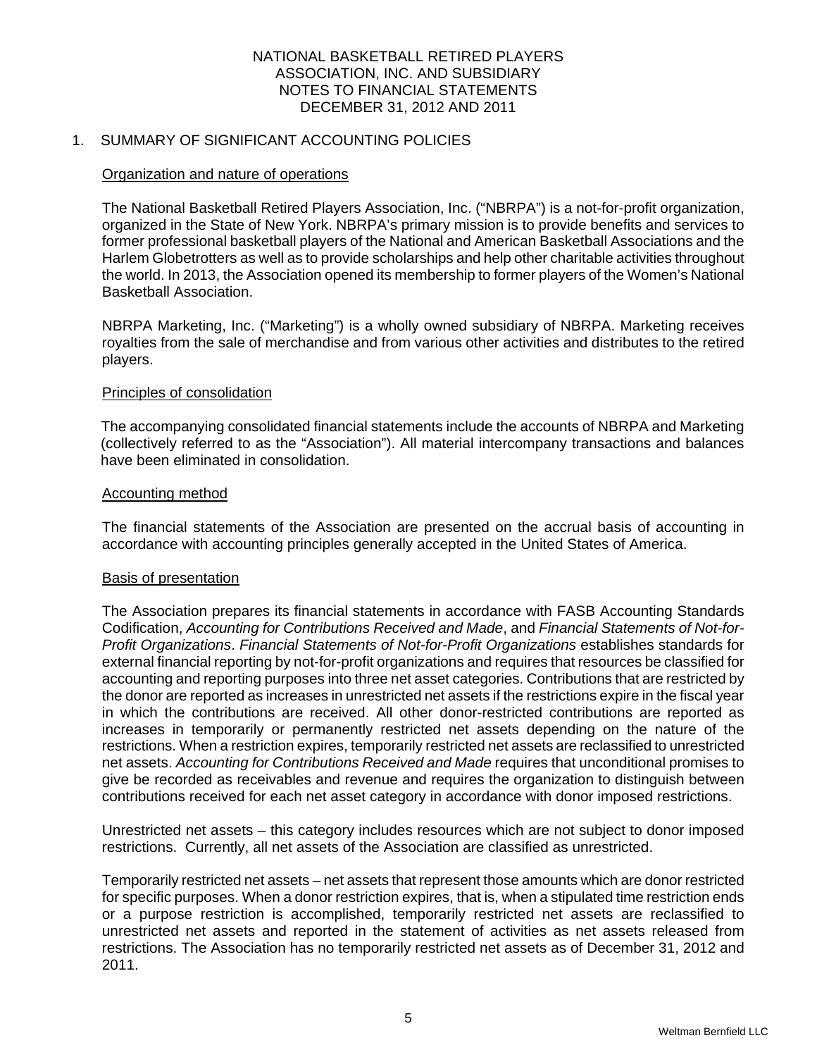NATIONAL BASKETBALL RETIRED PLAYERS ASSOCIATION, INC. AND SUBSIDIARY
NOTES TO FINANCIAL STATEMENTS
DECEMBER 31, 2012 AND 2011

## 1. SUMMARY OF SIGNIFICANT ACCOUNTING POLICIES

### Organization and nature of operations

The National Basketball Retired Players Association, Inc. ("NBRPA") is a not-for-profit organization, organized in the State of New York. NBRPA's primary mission is to provide benefits and services to former professional basketball players of the National and American Basketball Associations and the Harlem Globetrotters as well as to provide scholarships and help other charitable activities throughout the world. In 2013, the Association opened its membership to former players of the Women's National Basketball Association.

NBRPA Marketing, Inc. ("Marketing") is a wholly owned subsidiary of NBRPA. Marketing receives royalties from the sale of merchandise and from various other activities and distributes to the retired players.

### Principles of consolidation

The accompanying consolidated financial statements include the accounts of NBRPA and Marketing (collectively referred to as the "Association"). All material intercompany transactions and balances have been eliminated in consolidation.

### Accounting method

The financial statements of the Association are presented on the accrual basis of accounting in accordance with accounting principles generally accepted in the United States of America.

### Basis of presentation

The Association prepares its financial statements in accordance with FASB Accounting Standards Codification, *Accounting for Contributions Received and Made*, and *Financial Statements of Not-for-Profit Organizations*. *Financial Statements of Not-for-Profit Organizations* establishes standards for external financial reporting by not-for-profit organizations and requires that resources be classified for accounting and reporting purposes into three net asset categories. Contributions that are restricted by the donor are reported as increases in unrestricted net assets if the restrictions expire in the fiscal year in which the contributions are received. All other donor-restricted contributions are reported as increases in temporarily or permanently restricted net assets depending on the nature of the restrictions. When a restriction expires, temporarily restricted net assets are reclassified to unrestricted net assets. *Accounting for Contributions Received and Made* requires that unconditional promises to give be recorded as receivables and revenue and requires the organization to distinguish between contributions received for each net asset category in accordance with donor imposed restrictions.

Unrestricted net assets – this category includes resources which are not subject to donor imposed restrictions. Currently, all net assets of the Association are classified as unrestricted.

Temporarily restricted net assets – net assets that represent those amounts which are donor restricted for specific purposes. When a donor restriction expires, that is, when a stipulated time restriction ends or a purpose restriction is accomplished, temporarily restricted net assets are reclassified to unrestricted net assets and reported in the statement of activities as net assets released from restrictions. The Association has no temporarily restricted net assets as of December 31, 2012 and 2011.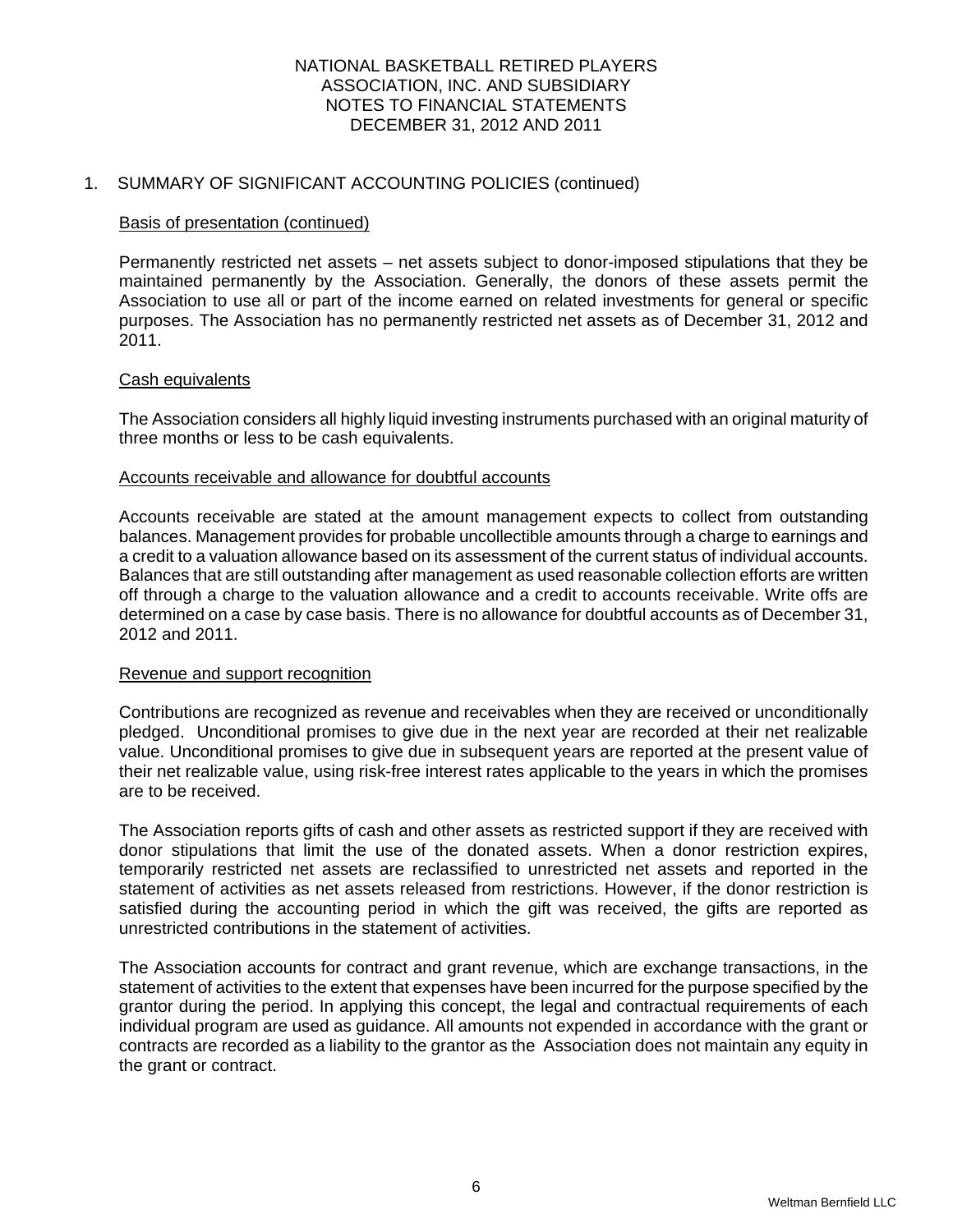NATIONAL BASKETBALL RETIRED PLAYERS ASSOCIATION, INC. AND SUBSIDIARY
NOTES TO FINANCIAL STATEMENTS
DECEMBER 31, 2012 AND 2011

## 1. SUMMARY OF SIGNIFICANT ACCOUNTING POLICIES (continued)

### Basis of presentation (continued)

Permanently restricted net assets – net assets subject to donor-imposed stipulations that they be maintained permanently by the Association. Generally, the donors of these assets permit the Association to use all or part of the income earned on related investments for general or specific purposes. The Association has no permanently restricted net assets as of December 31, 2012 and 2011.

### Cash equivalents

The Association considers all highly liquid investing instruments purchased with an original maturity of three months or less to be cash equivalents.

### Accounts receivable and allowance for doubtful accounts

Accounts receivable are stated at the amount management expects to collect from outstanding balances. Management provides for probable uncollectible amounts through a charge to earnings and a credit to a valuation allowance based on its assessment of the current status of individual accounts. Balances that are still outstanding after management as used reasonable collection efforts are written off through a charge to the valuation allowance and a credit to accounts receivable. Write offs are determined on a case by case basis. There is no allowance for doubtful accounts as of December 31, 2012 and 2011.

### Revenue and support recognition

Contributions are recognized as revenue and receivables when they are received or unconditionally pledged. Unconditional promises to give due in the next year are recorded at their net realizable value. Unconditional promises to give due in subsequent years are reported at the present value of their net realizable value, using risk-free interest rates applicable to the years in which the promises are to be received.

The Association reports gifts of cash and other assets as restricted support if they are received with donor stipulations that limit the use of the donated assets. When a donor restriction expires, temporarily restricted net assets are reclassified to unrestricted net assets and reported in the statement of activities as net assets released from restrictions. However, if the donor restriction is satisfied during the accounting period in which the gift was received, the gifts are reported as unrestricted contributions in the statement of activities.

The Association accounts for contract and grant revenue, which are exchange transactions, in the statement of activities to the extent that expenses have been incurred for the purpose specified by the grantor during the period. In applying this concept, the legal and contractual requirements of each individual program are used as guidance. All amounts not expended in accordance with the grant or contracts are recorded as a liability to the grantor as the Association does not maintain any equity in the grant or contract.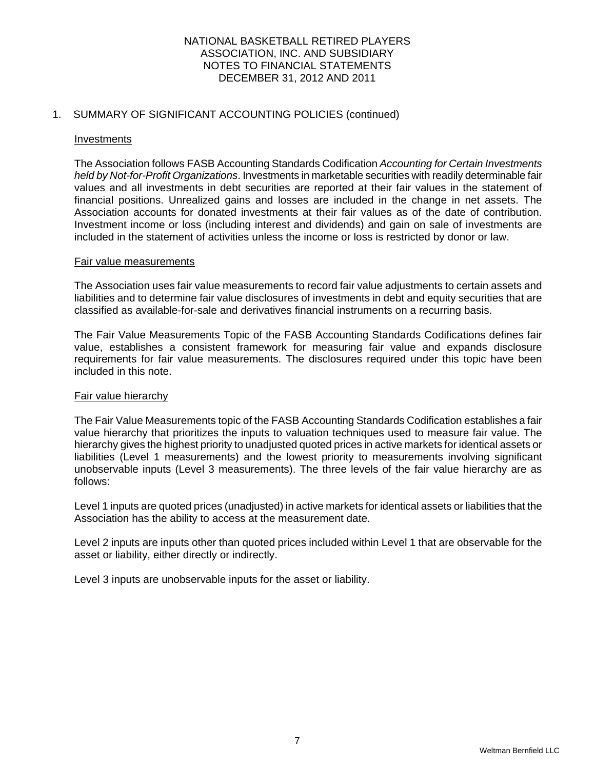## 1. SUMMARY OF SIGNIFICANT ACCOUNTING POLICIES (continued)

### Investments

The Association follows FASB Accounting Standards Codification *Accounting for Certain Investments held by Not-for-Profit Organizations*. Investments in marketable securities with readily determinable fair values and all investments in debt securities are reported at their fair values in the statement of financial positions. Unrealized gains and losses are included in the change in net assets. The Association accounts for donated investments at their fair values as of the date of contribution. Investment income or loss (including interest and dividends) and gain on sale of investments are included in the statement of activities unless the income or loss is restricted by donor or law.

### Fair value measurements

The Association uses fair value measurements to record fair value adjustments to certain assets and liabilities and to determine fair value disclosures of investments in debt and equity securities that are classified as available-for-sale and derivatives financial instruments on a recurring basis.

The Fair Value Measurements Topic of the FASB Accounting Standards Codifications defines fair value, establishes a consistent framework for measuring fair value and expands disclosure requirements for fair value measurements. The disclosures required under this topic have been included in this note.

### Fair value hierarchy

The Fair Value Measurements topic of the FASB Accounting Standards Codification establishes a fair value hierarchy that prioritizes the inputs to valuation techniques used to measure fair value. The hierarchy gives the highest priority to unadjusted quoted prices in active markets for identical assets or liabilities (Level 1 measurements) and the lowest priority to measurements involving significant unobservable inputs (Level 3 measurements). The three levels of the fair value hierarchy are as follows:

Level 1 inputs are quoted prices (unadjusted) in active markets for identical assets or liabilities that the Association has the ability to access at the measurement date.

Level 2 inputs are inputs other than quoted prices included within Level 1 that are observable for the asset or liability, either directly or indirectly.

Level 3 inputs are unobservable inputs for the asset or liability.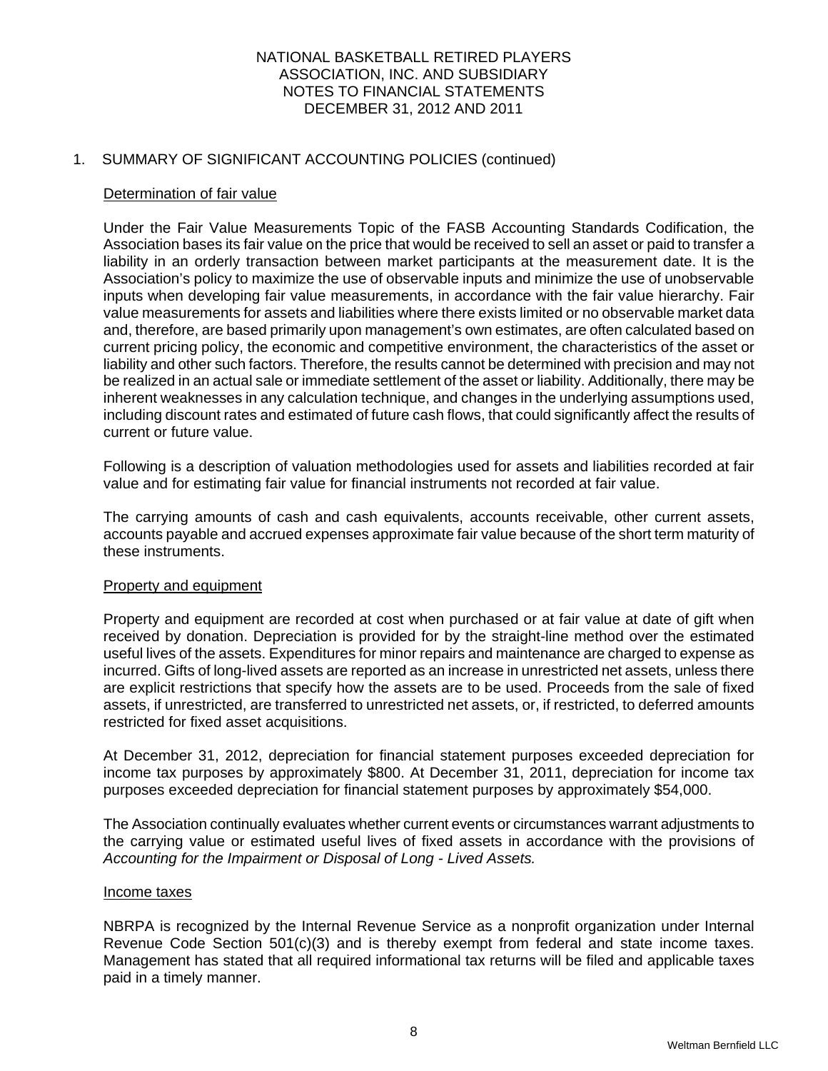NATIONAL BASKETBALL RETIRED PLAYERS ASSOCIATION, INC. AND SUBSIDIARY
NOTES TO FINANCIAL STATEMENTS
DECEMBER 31, 2012 AND 2011

1. SUMMARY OF SIGNIFICANT ACCOUNTING POLICIES (continued)

Determination of fair value

Under the Fair Value Measurements Topic of the FASB Accounting Standards Codification, the Association bases its fair value on the price that would be received to sell an asset or paid to transfer a liability in an orderly transaction between market participants at the measurement date. It is the Association's policy to maximize the use of observable inputs and minimize the use of unobservable inputs when developing fair value measurements, in accordance with the fair value hierarchy. Fair value measurements for assets and liabilities where there exists limited or no observable market data and, therefore, are based primarily upon management's own estimates, are often calculated based on current pricing policy, the economic and competitive environment, the characteristics of the asset or liability and other such factors. Therefore, the results cannot be determined with precision and may not be realized in an actual sale or immediate settlement of the asset or liability. Additionally, there may be inherent weaknesses in any calculation technique, and changes in the underlying assumptions used, including discount rates and estimated of future cash flows, that could significantly affect the results of current or future value.

Following is a description of valuation methodologies used for assets and liabilities recorded at fair value and for estimating fair value for financial instruments not recorded at fair value.

The carrying amounts of cash and cash equivalents, accounts receivable, other current assets, accounts payable and accrued expenses approximate fair value because of the short term maturity of these instruments.

Property and equipment

Property and equipment are recorded at cost when purchased or at fair value at date of gift when received by donation. Depreciation is provided for by the straight-line method over the estimated useful lives of the assets. Expenditures for minor repairs and maintenance are charged to expense as incurred. Gifts of long-lived assets are reported as an increase in unrestricted net assets, unless there are explicit restrictions that specify how the assets are to be used. Proceeds from the sale of fixed assets, if unrestricted, are transferred to unrestricted net assets, or, if restricted, to deferred amounts restricted for fixed asset acquisitions.

At December 31, 2012, depreciation for financial statement purposes exceeded depreciation for income tax purposes by approximately $800. At December 31, 2011, depreciation for income tax purposes exceeded depreciation for financial statement purposes by approximately $54,000.

The Association continually evaluates whether current events or circumstances warrant adjustments to the carrying value or estimated useful lives of fixed assets in accordance with the provisions of *Accounting for the Impairment or Disposal of Long - Lived Assets.*

Income taxes

NBRPA is recognized by the Internal Revenue Service as a nonprofit organization under Internal Revenue Code Section 501(c)(3) and is thereby exempt from federal and state income taxes. Management has stated that all required informational tax returns will be filed and applicable taxes paid in a timely manner.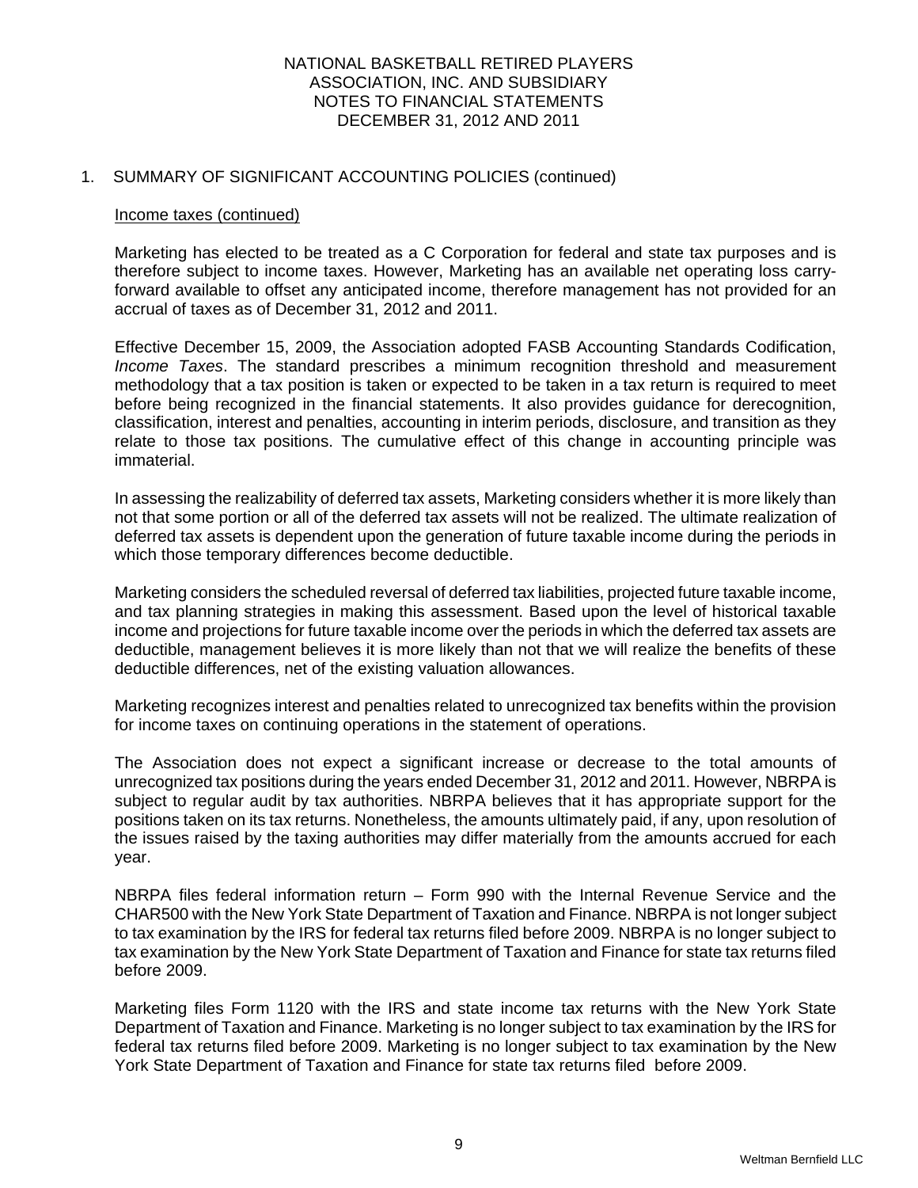NATIONAL BASKETBALL RETIRED PLAYERS ASSOCIATION, INC. AND SUBSIDIARY
NOTES TO FINANCIAL STATEMENTS
DECEMBER 31, 2012 AND 2011

## 1. SUMMARY OF SIGNIFICANT ACCOUNTING POLICIES (continued)

Income taxes (continued)

Marketing has elected to be treated as a C Corporation for federal and state tax purposes and is therefore subject to income taxes. However, Marketing has an available net operating loss carry-forward available to offset any anticipated income, therefore management has not provided for an accrual of taxes as of December 31, 2012 and 2011.

Effective December 15, 2009, the Association adopted FASB Accounting Standards Codification, *Income Taxes*. The standard prescribes a minimum recognition threshold and measurement methodology that a tax position is taken or expected to be taken in a tax return is required to meet before being recognized in the financial statements. It also provides guidance for derecognition, classification, interest and penalties, accounting in interim periods, disclosure, and transition as they relate to those tax positions. The cumulative effect of this change in accounting principle was immaterial.

In assessing the realizability of deferred tax assets, Marketing considers whether it is more likely than not that some portion or all of the deferred tax assets will not be realized. The ultimate realization of deferred tax assets is dependent upon the generation of future taxable income during the periods in which those temporary differences become deductible.

Marketing considers the scheduled reversal of deferred tax liabilities, projected future taxable income, and tax planning strategies in making this assessment. Based upon the level of historical taxable income and projections for future taxable income over the periods in which the deferred tax assets are deductible, management believes it is more likely than not that we will realize the benefits of these deductible differences, net of the existing valuation allowances.

Marketing recognizes interest and penalties related to unrecognized tax benefits within the provision for income taxes on continuing operations in the statement of operations.

The Association does not expect a significant increase or decrease to the total amounts of unrecognized tax positions during the years ended December 31, 2012 and 2011. However, NBRPA is subject to regular audit by tax authorities. NBRPA believes that it has appropriate support for the positions taken on its tax returns. Nonetheless, the amounts ultimately paid, if any, upon resolution of the issues raised by the taxing authorities may differ materially from the amounts accrued for each year.

NBRPA files federal information return – Form 990 with the Internal Revenue Service and the CHAR500 with the New York State Department of Taxation and Finance. NBRPA is not longer subject to tax examination by the IRS for federal tax returns filed before 2009. NBRPA is no longer subject to tax examination by the New York State Department of Taxation and Finance for state tax returns filed before 2009.

Marketing files Form 1120 with the IRS and state income tax returns with the New York State Department of Taxation and Finance. Marketing is no longer subject to tax examination by the IRS for federal tax returns filed before 2009. Marketing is no longer subject to tax examination by the New York State Department of Taxation and Finance for state tax returns filed before 2009.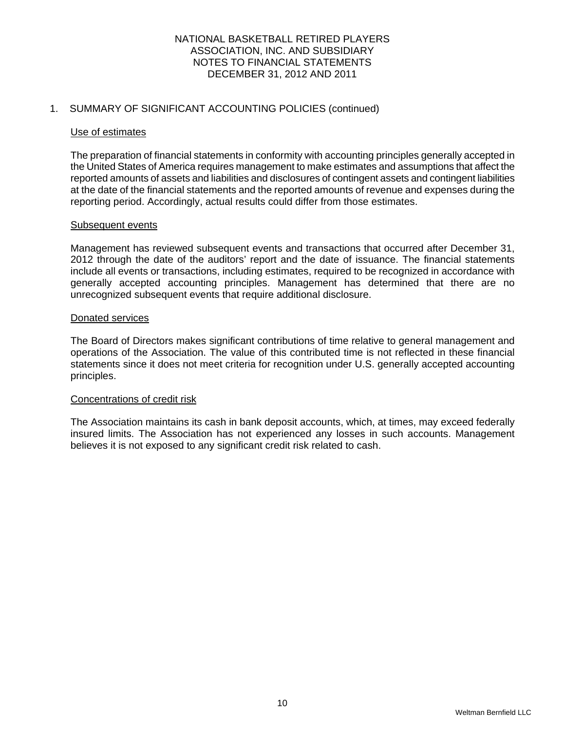# NATIONAL BASKETBALL RETIRED PLAYERS ASSOCIATION, INC. AND SUBSIDIARY
## NOTES TO FINANCIAL STATEMENTS
## DECEMBER 31, 2012 AND 2011

1. SUMMARY OF SIGNIFICANT ACCOUNTING POLICIES (continued)

### Use of estimates

The preparation of financial statements in conformity with accounting principles generally accepted in the United States of America requires management to make estimates and assumptions that affect the reported amounts of assets and liabilities and disclosures of contingent assets and contingent liabilities at the date of the financial statements and the reported amounts of revenue and expenses during the reporting period. Accordingly, actual results could differ from those estimates.

### Subsequent events

Management has reviewed subsequent events and transactions that occurred after December 31, 2012 through the date of the auditors' report and the date of issuance. The financial statements include all events or transactions, including estimates, required to be recognized in accordance with generally accepted accounting principles. Management has determined that there are no unrecognized subsequent events that require additional disclosure.

### Donated services

The Board of Directors makes significant contributions of time relative to general management and operations of the Association. The value of this contributed time is not reflected in these financial statements since it does not meet criteria for recognition under U.S. generally accepted accounting principles.

### Concentrations of credit risk

The Association maintains its cash in bank deposit accounts, which, at times, may exceed federally insured limits. The Association has not experienced any losses in such accounts. Management believes it is not exposed to any significant credit risk related to cash.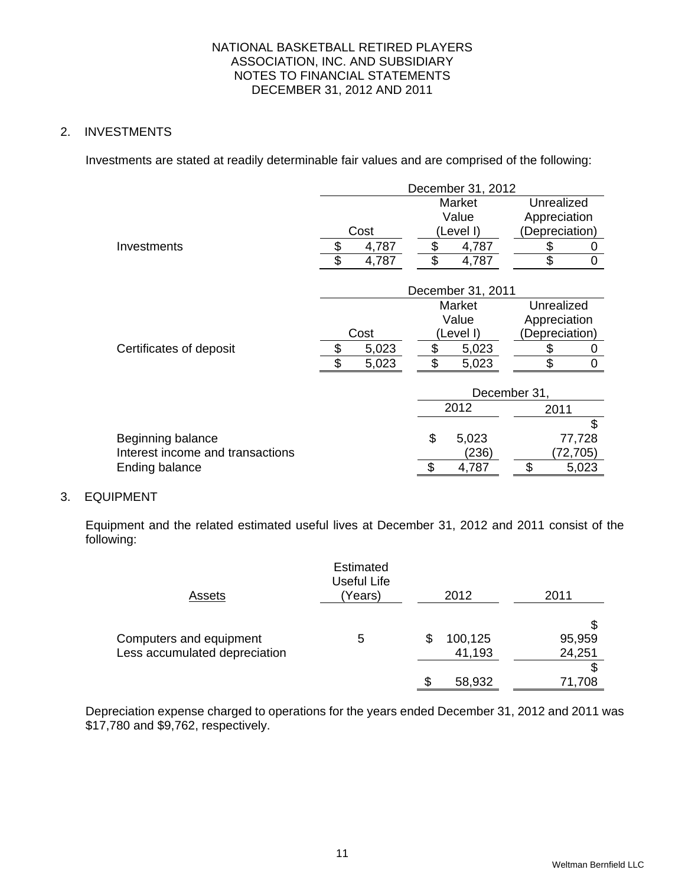NATIONAL BASKETBALL RETIRED PLAYERS ASSOCIATION, INC. AND SUBSIDIARY
NOTES TO FINANCIAL STATEMENTS
DECEMBER 31, 2012 AND 2011

## 2. INVESTMENTS

Investments are stated at readily determinable fair values and are comprised of the following:

| | December 31, 2012 | | |
|---|---|---|---|
| | Cost | Market Value (Level I) | Unrealized Appreciation (Depreciation) |
| Investments | $ 4,787 | $ 4,787 | $ 0 |
| | $ 4,787 | $ 4,787 | $ 0 |

| | December 31, 2011 | | |
|---|---|---|---|
| | Cost | Market Value (Level I) | Unrealized Appreciation (Depreciation) |
| Certificates of deposit | $ 5,023 | $ 5,023 | $ 0 |
| | $ 5,023 | $ 5,023 | $ 0 |

| | December 31, | |
|---|---|---|
| | 2012 | 2011 |
| Beginning balance | $ 5,023 | $ 77,728 |
| Interest income and transactions | (236) | (72,705) |
| Ending balance | $ 4,787 | $ 5,023 |

## 3. EQUIPMENT

Equipment and the related estimated useful lives at December 31, 2012 and 2011 consist of the following:

| Assets | Estimated Useful Life (Years) | 2012 | 2011 |
|---|---|---|---|
| Computers and equipment | 5 | $ 100,125 | $ 95,959 |
| Less accumulated depreciation | | 41,193 | 24,251 |
| | | $ 58,932 | $ 71,708 |

Depreciation expense charged to operations for the years ended December 31, 2012 and 2011 was $17,780 and $9,762, respectively.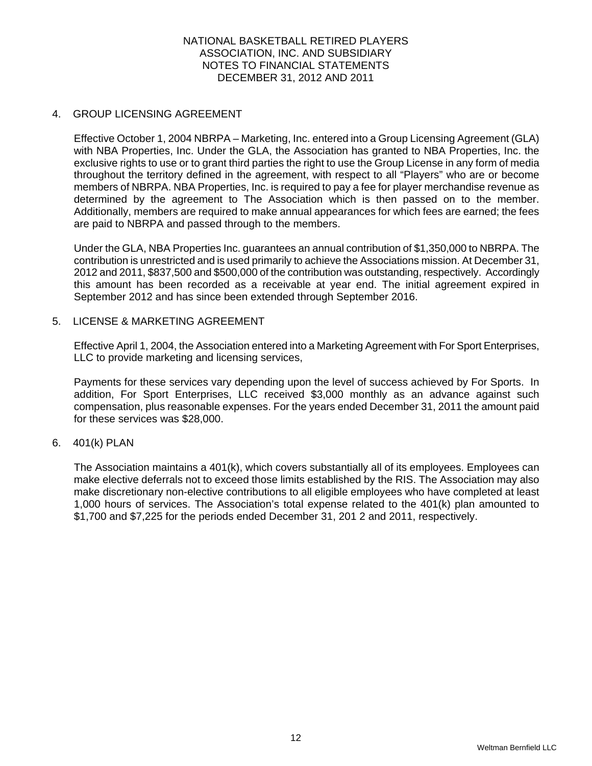NATIONAL BASKETBALL RETIRED PLAYERS
ASSOCIATION, INC. AND SUBSIDIARY
NOTES TO FINANCIAL STATEMENTS
DECEMBER 31, 2012 AND 2011

## 4. GROUP LICENSING AGREEMENT

Effective October 1, 2004 NBRPA – Marketing, Inc. entered into a Group Licensing Agreement (GLA) with NBA Properties, Inc. Under the GLA, the Association has granted to NBA Properties, Inc. the exclusive rights to use or to grant third parties the right to use the Group License in any form of media throughout the territory defined in the agreement, with respect to all "Players" who are or become members of NBRPA. NBA Properties, Inc. is required to pay a fee for player merchandise revenue as determined by the agreement to The Association which is then passed on to the member. Additionally, members are required to make annual appearances for which fees are earned; the fees are paid to NBRPA and passed through to the members.

Under the GLA, NBA Properties Inc. guarantees an annual contribution of $1,350,000 to NBRPA. The contribution is unrestricted and is used primarily to achieve the Associations mission. At December 31, 2012 and 2011, $837,500 and $500,000 of the contribution was outstanding, respectively. Accordingly this amount has been recorded as a receivable at year end. The initial agreement expired in September 2012 and has since been extended through September 2016.

## 5. LICENSE & MARKETING AGREEMENT

Effective April 1, 2004, the Association entered into a Marketing Agreement with For Sport Enterprises, LLC to provide marketing and licensing services,

Payments for these services vary depending upon the level of success achieved by For Sports. In addition, For Sport Enterprises, LLC received $3,000 monthly as an advance against such compensation, plus reasonable expenses. For the years ended December 31, 2011 the amount paid for these services was $28,000.

## 6. 401(k) PLAN

The Association maintains a 401(k), which covers substantially all of its employees. Employees can make elective deferrals not to exceed those limits established by the RIS. The Association may also make discretionary non-elective contributions to all eligible employees who have completed at least 1,000 hours of services. The Association's total expense related to the 401(k) plan amounted to $1,700 and $7,225 for the periods ended December 31, 201 2 and 2011, respectively.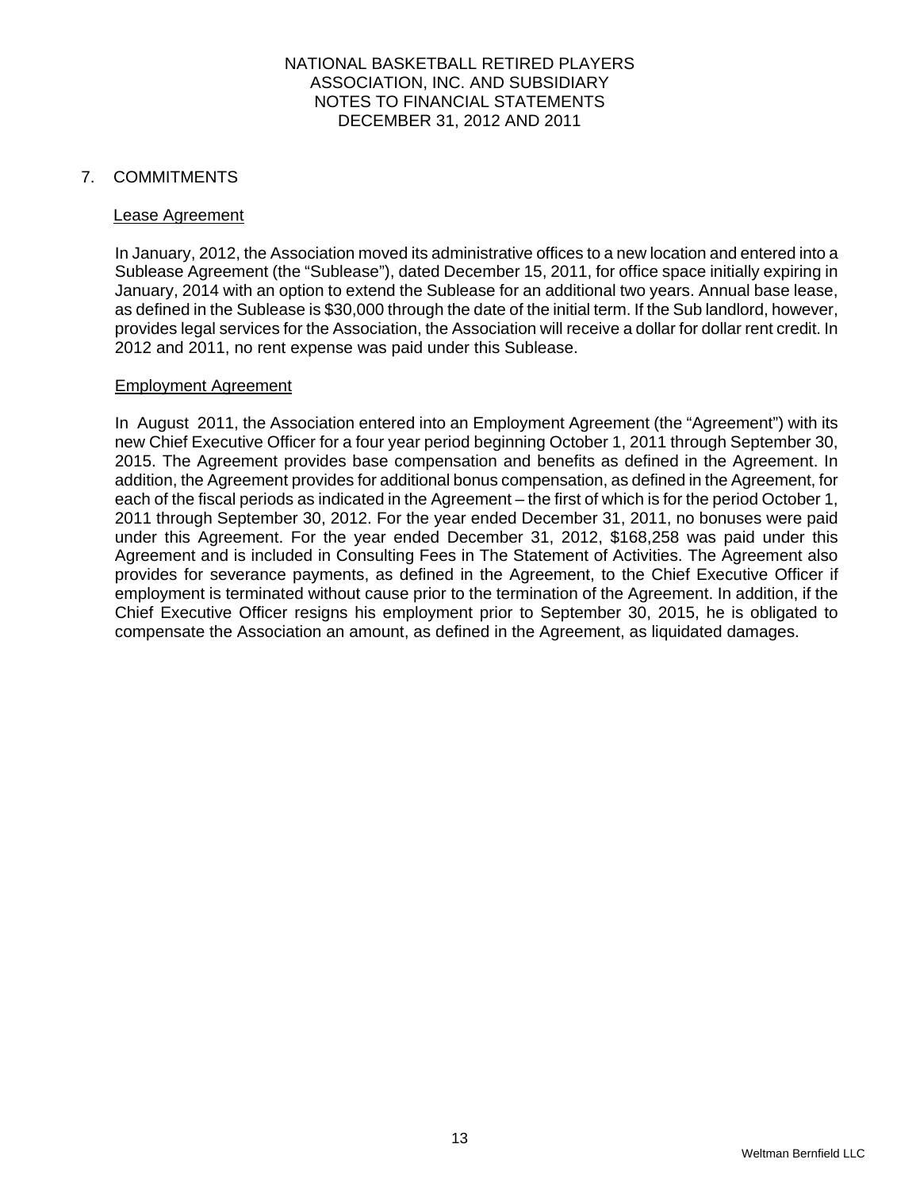## 7. COMMITMENTS

### Lease Agreement

In January, 2012, the Association moved its administrative offices to a new location and entered into a Sublease Agreement (the "Sublease"), dated December 15, 2011, for office space initially expiring in January, 2014 with an option to extend the Sublease for an additional two years. Annual base lease, as defined in the Sublease is $30,000 through the date of the initial term. If the Sub landlord, however, provides legal services for the Association, the Association will receive a dollar for dollar rent credit. In 2012 and 2011, no rent expense was paid under this Sublease.

### Employment Agreement

In August 2011, the Association entered into an Employment Agreement (the "Agreement") with its new Chief Executive Officer for a four year period beginning October 1, 2011 through September 30, 2015. The Agreement provides base compensation and benefits as defined in the Agreement. In addition, the Agreement provides for additional bonus compensation, as defined in the Agreement, for each of the fiscal periods as indicated in the Agreement – the first of which is for the period October 1, 2011 through September 30, 2012. For the year ended December 31, 2011, no bonuses were paid under this Agreement. For the year ended December 31, 2012, $168,258 was paid under this Agreement and is included in Consulting Fees in The Statement of Activities. The Agreement also provides for severance payments, as defined in the Agreement, to the Chief Executive Officer if employment is terminated without cause prior to the termination of the Agreement. In addition, if the Chief Executive Officer resigns his employment prior to September 30, 2015, he is obligated to compensate the Association an amount, as defined in the Agreement, as liquidated damages.